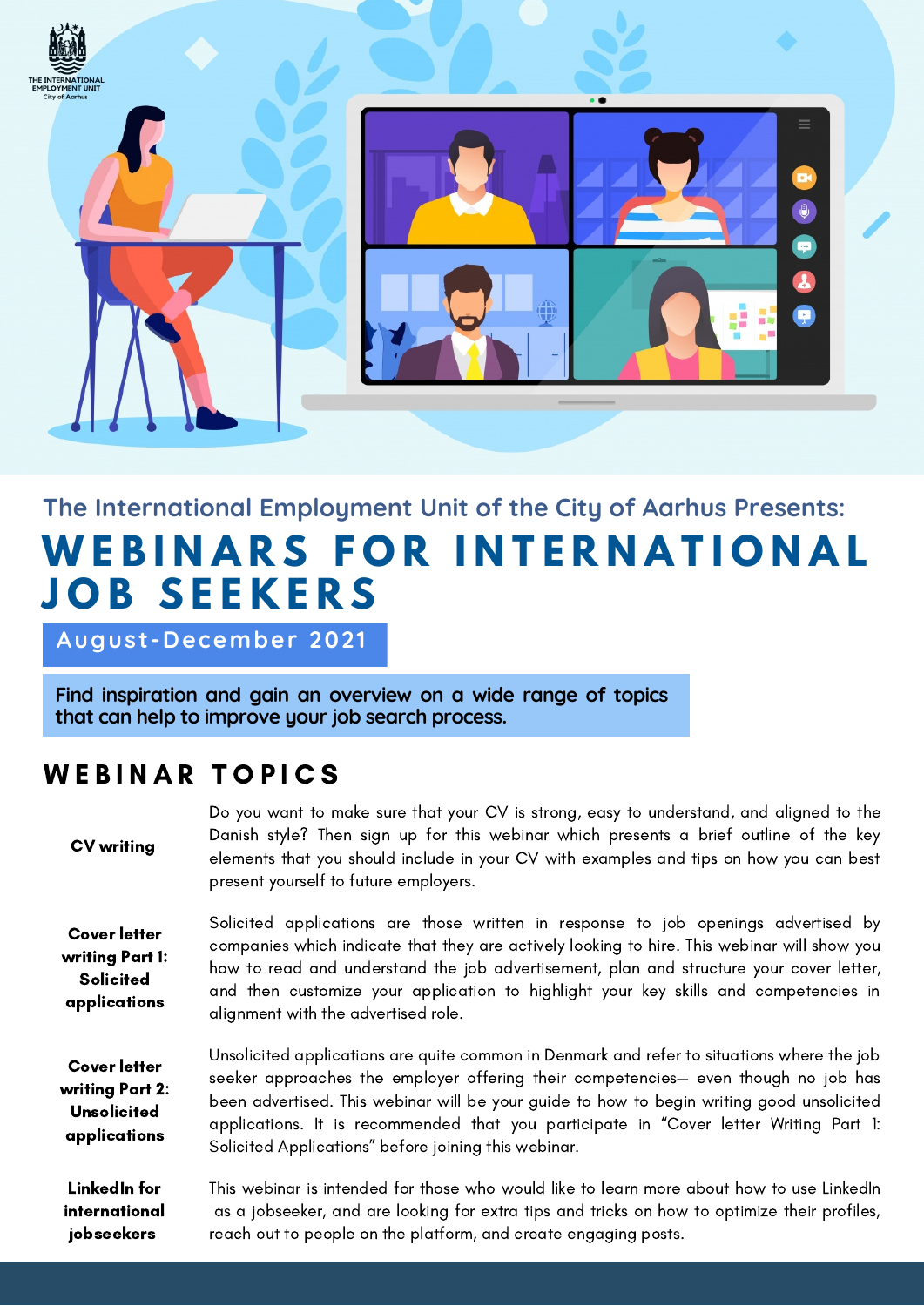THE INTERNATIONAL EMPLOYMENT UNIT
City of Aarhus

The International Employment Unit of the City of Aarhus Presents:

# WEBINARS FOR INTERNATIONAL JOB SEEKERS

August-December 2021

**Find inspiration and gain an overview on a wide range of topics that can help to improve your job search process.**

## WEBINAR TOPICS

| | |
|---|---|
| **CV writing** | Do you want to make sure that your CV is strong, easy to understand, and aligned to the Danish style? Then sign up for this webinar which presents a brief outline of the key elements that you should include in your CV with examples and tips on how you can best present yourself to future employers. |
| **Cover letter writing Part 1: Solicited applications** | Solicited applications are those written in response to job openings advertised by companies which indicate that they are actively looking to hire. This webinar will show you how to read and understand the job advertisement, plan and structure your cover letter, and then customize your application to highlight your key skills and competencies in alignment with the advertised role. |
| **Cover letter writing Part 2: Unsolicited applications** | Unsolicited applications are quite common in Denmark and refer to situations where the job seeker approaches the employer offering their competencies– even though no job has been advertised. This webinar will be your guide to how to begin writing good unsolicited applications. It is recommended that you participate in "Cover letter Writing Part 1: Solicited Applications" before joining this webinar. |
| **LinkedIn for international jobseekers** | This webinar is intended for those who would like to learn more about how to use LinkedIn as a jobseeker, and are looking for extra tips and tricks on how to optimize their profiles, reach out to people on the platform, and create engaging posts. |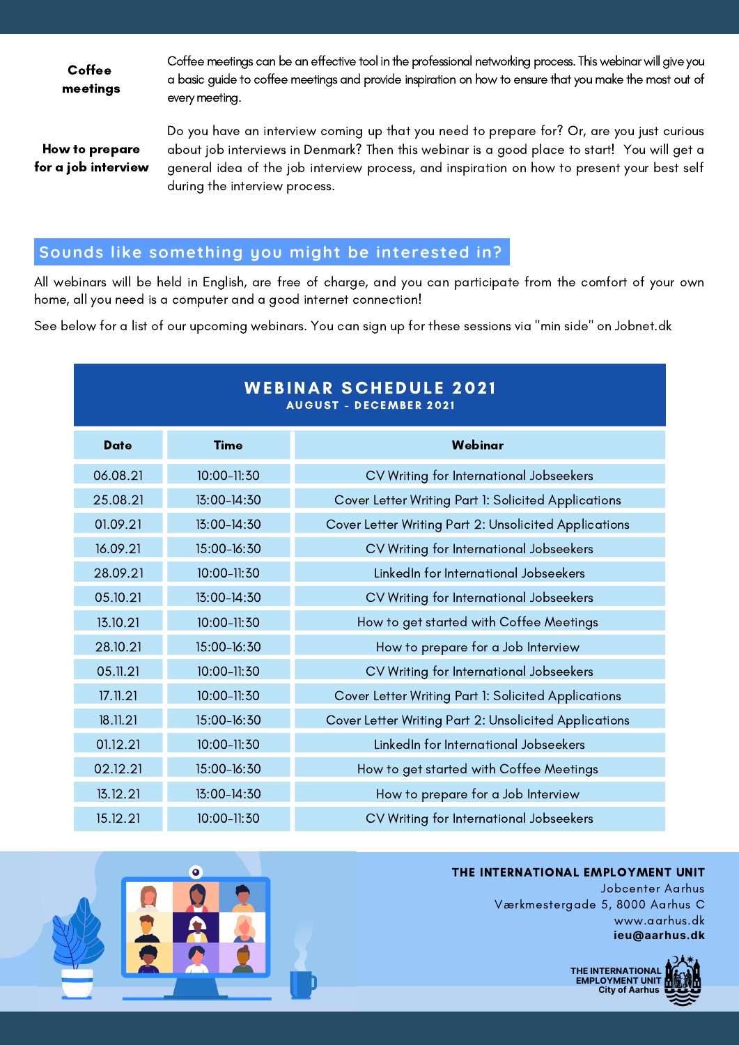**Coffee meetings**

Coffee meetings can be an effective tool in the professional networking process. This webinar will give you a basic guide to coffee meetings and provide inspiration on how to ensure that you make the most out of every meeting.

**How to prepare for a job interview**

Do you have an interview coming up that you need to prepare for? Or, are you just curious about job interviews in Denmark? Then this webinar is a good place to start! You will get a general idea of the job interview process, and inspiration on how to present your best self during the interview process.

## Sounds like something you might be interested in?

All webinars will be held in English, are free of charge, and you can participate from the comfort of your own home, all you need is a computer and a good internet connection!

See below for a list of our upcoming webinars. You can sign up for these sessions via "min side" on Jobnet.dk

### WEBINAR SCHEDULE 2021
**AUGUST - DECEMBER 2021**

| Date | Time | Webinar |
| --- | --- | --- |
| 06.08.21 | 10:00-11:30 | CV Writing for International Jobseekers |
| 25.08.21 | 13:00-14:30 | Cover Letter Writing Part 1: Solicited Applications |
| 01.09.21 | 13:00-14:30 | Cover Letter Writing Part 2: Unsolicited Applications |
| 16.09.21 | 15:00-16:30 | CV Writing for International Jobseekers |
| 28.09.21 | 10:00-11:30 | LinkedIn for International Jobseekers |
| 05.10.21 | 13:00-14:30 | CV Writing for International Jobseekers |
| 13.10.21 | 10:00-11:30 | How to get started with Coffee Meetings |
| 28.10.21 | 15:00-16:30 | How to prepare for a Job Interview |
| 05.11.21 | 10:00-11:30 | CV Writing for International Jobseekers |
| 17.11.21 | 10:00-11:30 | Cover Letter Writing Part 1: Solicited Applications |
| 18.11.21 | 15:00-16:30 | Cover Letter Writing Part 2: Unsolicited Applications |
| 01.12.21 | 10:00-11:30 | LinkedIn for International Jobseekers |
| 02.12.21 | 15:00-16:30 | How to get started with Coffee Meetings |
| 13.12.21 | 13:00-14:30 | How to prepare for a Job Interview |
| 15.12.21 | 10:00-11:30 | CV Writing for International Jobseekers |

**THE INTERNATIONAL EMPLOYMENT UNIT**
Jobcenter Aarhus
Værkmestergade 5, 8000 Aarhus C
www.aarhus.dk
**ieu@aarhus.dk**

THE INTERNATIONAL EMPLOYMENT UNIT
City of Aarhus